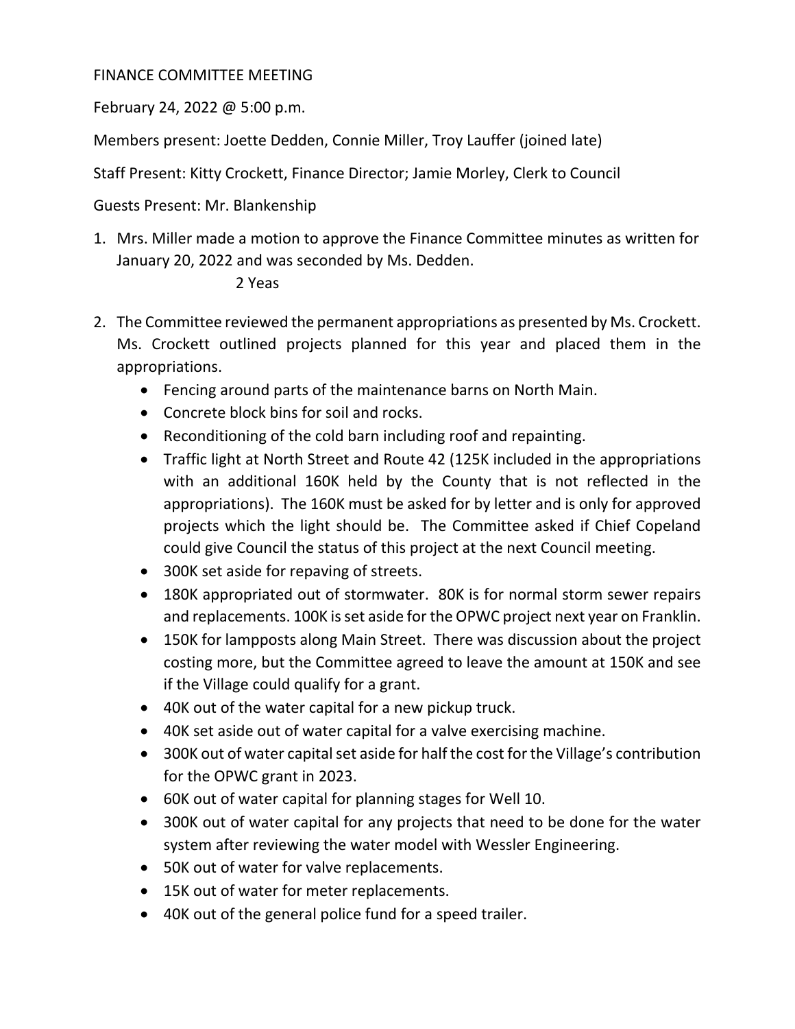FINANCE COMMITTEE MEETING

February 24, 2022 @ 5:00 p.m.

Members present: Joette Dedden, Connie Miller, Troy Lauffer (joined late)

Staff Present: Kitty Crockett, Finance Director; Jamie Morley, Clerk to Council

Guests Present: Mr. Blankenship

1. Mrs. Miller made a motion to approve the Finance Committee minutes as written for January 20, 2022 and was seconded by Ms. Dedden.

   2 Yeas

2. The Committee reviewed the permanent appropriations as presented by Ms. Crockett. Ms. Crockett outlined projects planned for this year and placed them in the appropriations.
   - Fencing around parts of the maintenance barns on North Main.
   - Concrete block bins for soil and rocks.
   - Reconditioning of the cold barn including roof and repainting.
   - Traffic light at North Street and Route 42 (125K included in the appropriations with an additional 160K held by the County that is not reflected in the appropriations). The 160K must be asked for by letter and is only for approved projects which the light should be. The Committee asked if Chief Copeland could give Council the status of this project at the next Council meeting.
   - 300K set aside for repaving of streets.
   - 180K appropriated out of stormwater. 80K is for normal storm sewer repairs and replacements. 100K is set aside for the OPWC project next year on Franklin.
   - 150K for lampposts along Main Street. There was discussion about the project costing more, but the Committee agreed to leave the amount at 150K and see if the Village could qualify for a grant.
   - 40K out of the water capital for a new pickup truck.
   - 40K set aside out of water capital for a valve exercising machine.
   - 300K out of water capital set aside for half the cost for the Village's contribution for the OPWC grant in 2023.
   - 60K out of water capital for planning stages for Well 10.
   - 300K out of water capital for any projects that need to be done for the water system after reviewing the water model with Wessler Engineering.
   - 50K out of water for valve replacements.
   - 15K out of water for meter replacements.
   - 40K out of the general police fund for a speed trailer.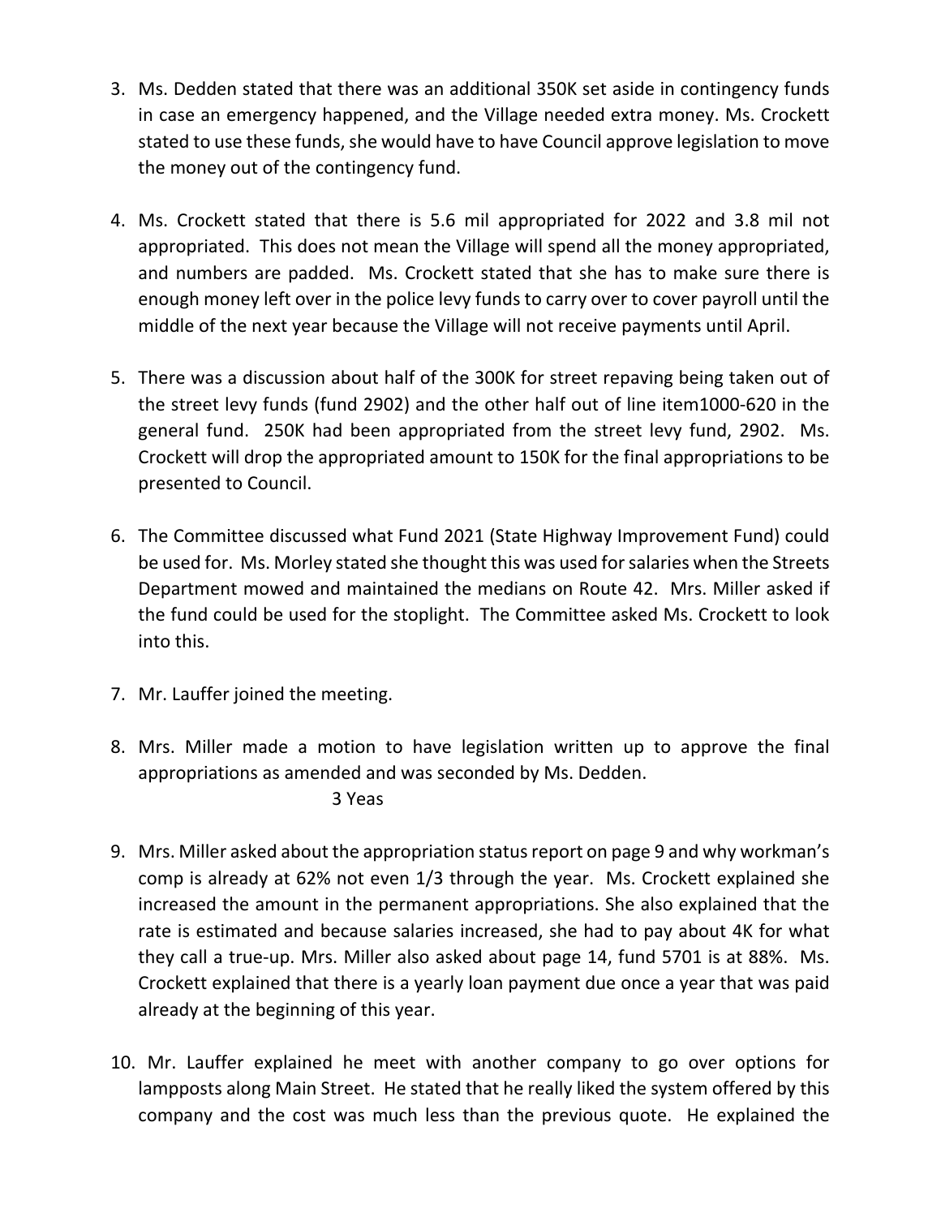3. Ms. Dedden stated that there was an additional 350K set aside in contingency funds in case an emergency happened, and the Village needed extra money. Ms. Crockett stated to use these funds, she would have to have Council approve legislation to move the money out of the contingency fund.

4. Ms. Crockett stated that there is 5.6 mil appropriated for 2022 and 3.8 mil not appropriated. This does not mean the Village will spend all the money appropriated, and numbers are padded. Ms. Crockett stated that she has to make sure there is enough money left over in the police levy funds to carry over to cover payroll until the middle of the next year because the Village will not receive payments until April.

5. There was a discussion about half of the 300K for street repaving being taken out of the street levy funds (fund 2902) and the other half out of line item1000-620 in the general fund. 250K had been appropriated from the street levy fund, 2902. Ms. Crockett will drop the appropriated amount to 150K for the final appropriations to be presented to Council.

6. The Committee discussed what Fund 2021 (State Highway Improvement Fund) could be used for. Ms. Morley stated she thought this was used for salaries when the Streets Department mowed and maintained the medians on Route 42. Mrs. Miller asked if the fund could be used for the stoplight. The Committee asked Ms. Crockett to look into this.

7. Mr. Lauffer joined the meeting.

8. Mrs. Miller made a motion to have legislation written up to approve the final appropriations as amended and was seconded by Ms. Dedden.

   3 Yeas

9. Mrs. Miller asked about the appropriation status report on page 9 and why workman's comp is already at 62% not even 1/3 through the year. Ms. Crockett explained she increased the amount in the permanent appropriations. She also explained that the rate is estimated and because salaries increased, she had to pay about 4K for what they call a true-up. Mrs. Miller also asked about page 14, fund 5701 is at 88%. Ms. Crockett explained that there is a yearly loan payment due once a year that was paid already at the beginning of this year.

10. Mr. Lauffer explained he meet with another company to go over options for lampposts along Main Street. He stated that he really liked the system offered by this company and the cost was much less than the previous quote. He explained the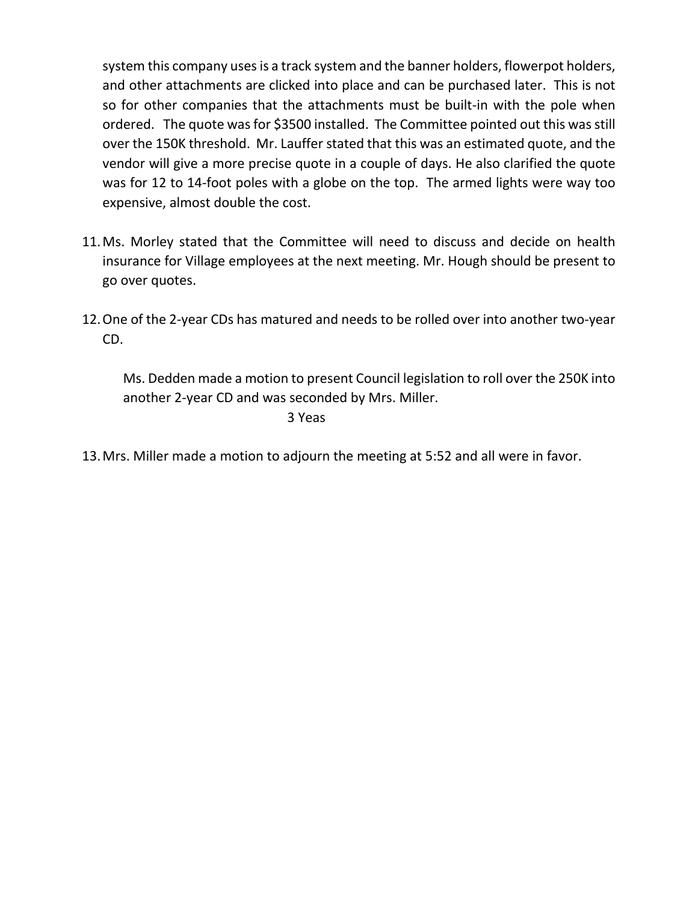system this company uses is a track system and the banner holders, flowerpot holders, and other attachments are clicked into place and can be purchased later. This is not so for other companies that the attachments must be built-in with the pole when ordered. The quote was for $3500 installed. The Committee pointed out this was still over the 150K threshold. Mr. Lauffer stated that this was an estimated quote, and the vendor will give a more precise quote in a couple of days. He also clarified the quote was for 12 to 14-foot poles with a globe on the top. The armed lights were way too expensive, almost double the cost.

11. Ms. Morley stated that the Committee will need to discuss and decide on health insurance for Village employees at the next meeting. Mr. Hough should be present to go over quotes.

12. One of the 2-year CDs has matured and needs to be rolled over into another two-year CD.

    Ms. Dedden made a motion to present Council legislation to roll over the 250K into another 2-year CD and was seconded by Mrs. Miller.

    3 Yeas

13. Mrs. Miller made a motion to adjourn the meeting at 5:52 and all were in favor.